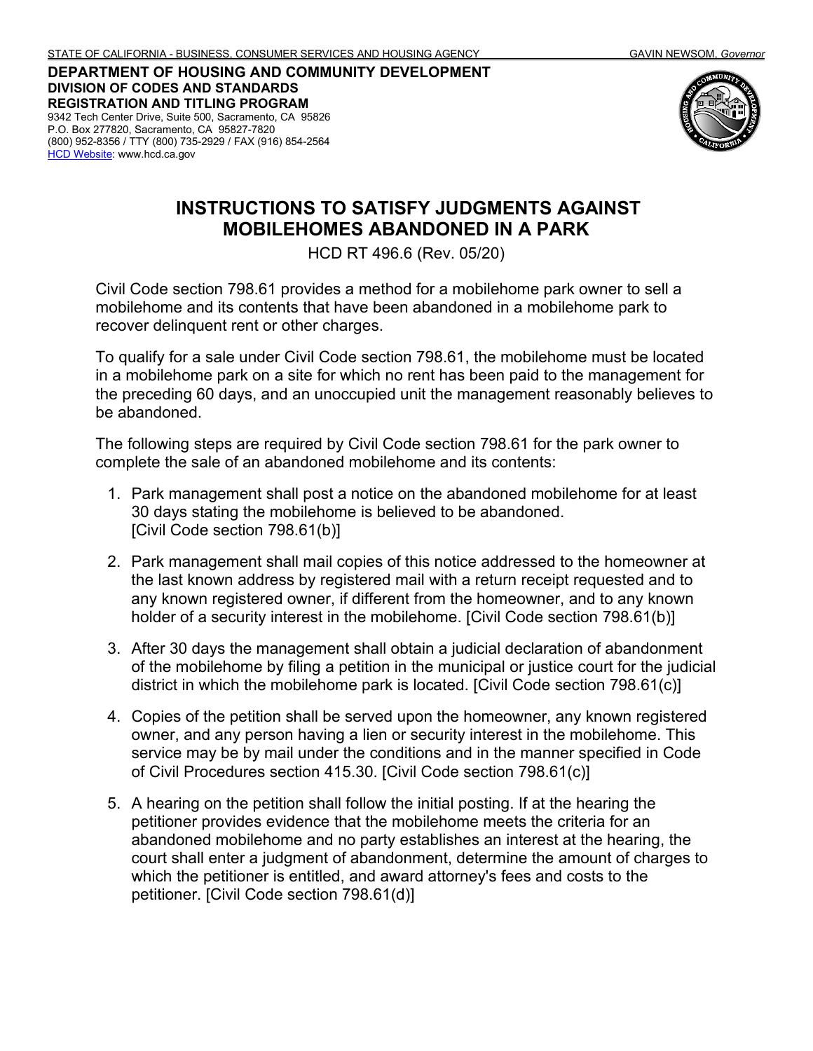STATE OF CALIFORNIA - BUSINESS, CONSUMER SERVICES AND HOUSING AGENCY GAVIN NEWSOM, *Governor*

**DEPARTMENT OF HOUSING AND COMMUNITY DEVELOPMENT**
**DIVISION OF CODES AND STANDARDS**
**REGISTRATION AND TITLING PROGRAM**
9342 Tech Center Drive, Suite 500, Sacramento, CA 95826
P.O. Box 277820, Sacramento, CA 95827-7820
(800) 952-8356 / TTY (800) 735-2929 / FAX (916) 854-2564
HCD Website: www.hcd.ca.gov

# INSTRUCTIONS TO SATISFY JUDGMENTS AGAINST MOBILEHOMES ABANDONED IN A PARK

HCD RT 496.6 (Rev. 05/20)

Civil Code section 798.61 provides a method for a mobilehome park owner to sell a mobilehome and its contents that have been abandoned in a mobilehome park to recover delinquent rent or other charges.

To qualify for a sale under Civil Code section 798.61, the mobilehome must be located in a mobilehome park on a site for which no rent has been paid to the management for the preceding 60 days, and an unoccupied unit the management reasonably believes to be abandoned.

The following steps are required by Civil Code section 798.61 for the park owner to complete the sale of an abandoned mobilehome and its contents:

1. Park management shall post a notice on the abandoned mobilehome for at least 30 days stating the mobilehome is believed to be abandoned. [Civil Code section 798.61(b)]
2. Park management shall mail copies of this notice addressed to the homeowner at the last known address by registered mail with a return receipt requested and to any known registered owner, if different from the homeowner, and to any known holder of a security interest in the mobilehome. [Civil Code section 798.61(b)]
3. After 30 days the management shall obtain a judicial declaration of abandonment of the mobilehome by filing a petition in the municipal or justice court for the judicial district in which the mobilehome park is located. [Civil Code section 798.61(c)]
4. Copies of the petition shall be served upon the homeowner, any known registered owner, and any person having a lien or security interest in the mobilehome. This service may be by mail under the conditions and in the manner specified in Code of Civil Procedures section 415.30. [Civil Code section 798.61(c)]
5. A hearing on the petition shall follow the initial posting. If at the hearing the petitioner provides evidence that the mobilehome meets the criteria for an abandoned mobilehome and no party establishes an interest at the hearing, the court shall enter a judgment of abandonment, determine the amount of charges to which the petitioner is entitled, and award attorney's fees and costs to the petitioner. [Civil Code section 798.61(d)]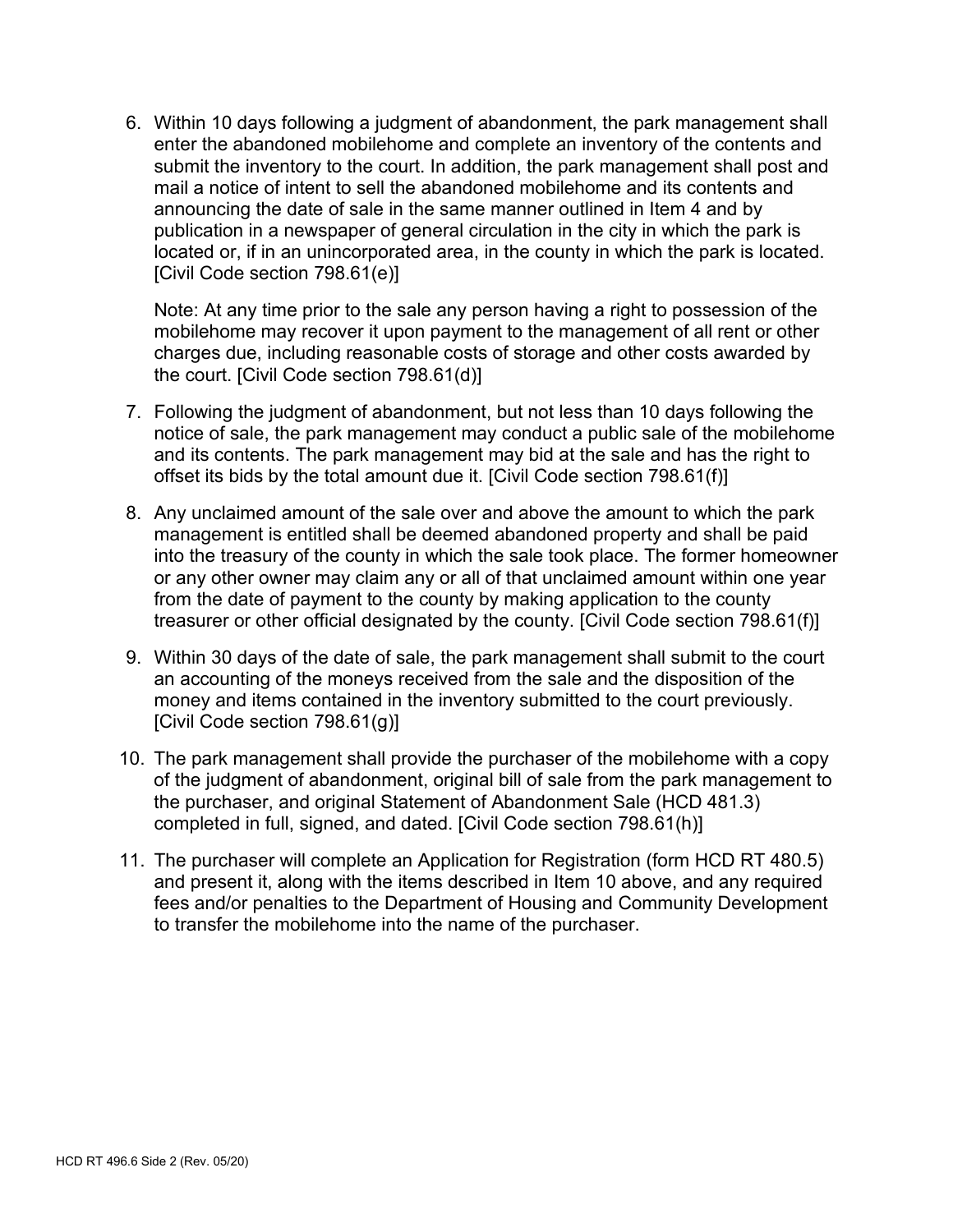6. Within 10 days following a judgment of abandonment, the park management shall enter the abandoned mobilehome and complete an inventory of the contents and submit the inventory to the court. In addition, the park management shall post and mail a notice of intent to sell the abandoned mobilehome and its contents and announcing the date of sale in the same manner outlined in Item 4 and by publication in a newspaper of general circulation in the city in which the park is located or, if in an unincorporated area, in the county in which the park is located. [Civil Code section 798.61(e)]

   Note: At any time prior to the sale any person having a right to possession of the mobilehome may recover it upon payment to the management of all rent or other charges due, including reasonable costs of storage and other costs awarded by the court. [Civil Code section 798.61(d)]

7. Following the judgment of abandonment, but not less than 10 days following the notice of sale, the park management may conduct a public sale of the mobilehome and its contents. The park management may bid at the sale and has the right to offset its bids by the total amount due it. [Civil Code section 798.61(f)]

8. Any unclaimed amount of the sale over and above the amount to which the park management is entitled shall be deemed abandoned property and shall be paid into the treasury of the county in which the sale took place. The former homeowner or any other owner may claim any or all of that unclaimed amount within one year from the date of payment to the county by making application to the county treasurer or other official designated by the county. [Civil Code section 798.61(f)]

9. Within 30 days of the date of sale, the park management shall submit to the court an accounting of the moneys received from the sale and the disposition of the money and items contained in the inventory submitted to the court previously. [Civil Code section 798.61(g)]

10. The park management shall provide the purchaser of the mobilehome with a copy of the judgment of abandonment, original bill of sale from the park management to the purchaser, and original Statement of Abandonment Sale (HCD 481.3) completed in full, signed, and dated. [Civil Code section 798.61(h)]

11. The purchaser will complete an Application for Registration (form HCD RT 480.5) and present it, along with the items described in Item 10 above, and any required fees and/or penalties to the Department of Housing and Community Development to transfer the mobilehome into the name of the purchaser.

HCD RT 496.6 Side 2 (Rev. 05/20)